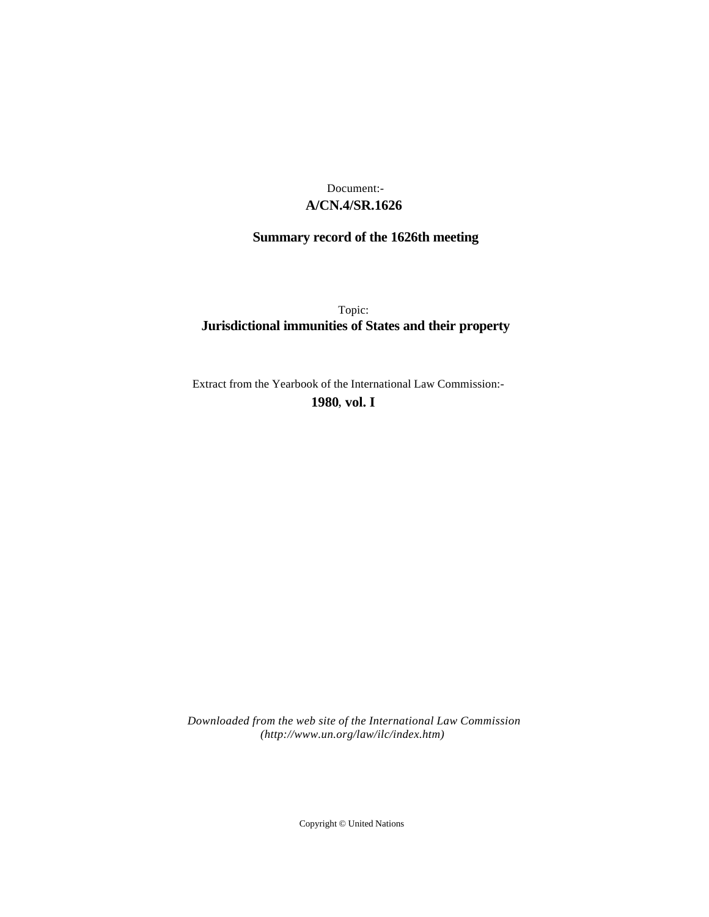Document:-

**A/CN.4/SR.1626**

**Summary record of the 1626th meeting**

Topic:

**Jurisdictional immunities of States and their property**

Extract from the Yearbook of the International Law Commission:-

**1980, vol. I**

*Downloaded from the web site of the International Law Commission (http://www.un.org/law/ilc/index.htm)*

Copyright © United Nations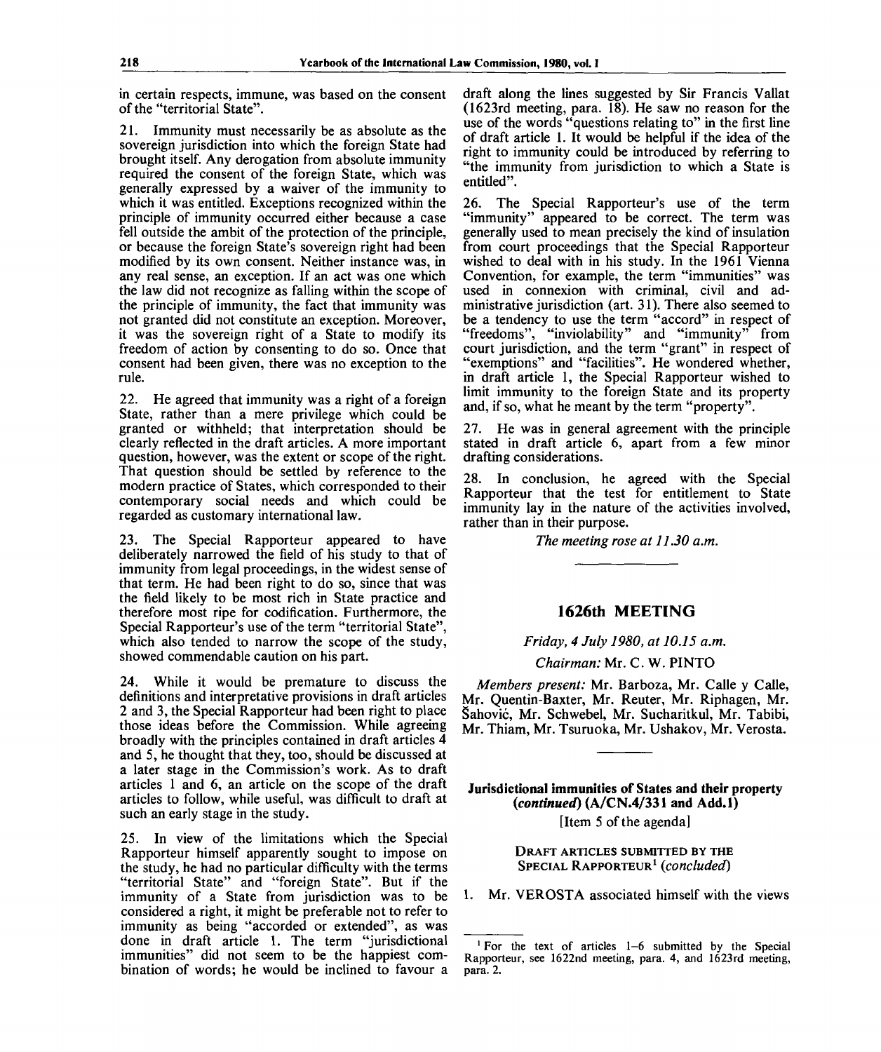in certain respects, immune, was based on the consent of the "territorial State".

21. Immunity must necessarily be as absolute as the sovereign jurisdiction into which the foreign State had brought itself. Any derogation from absolute immunity required the consent of the foreign State, which was generally expressed by a waiver of the immunity to which it was entitled. Exceptions recognized within the principle of immunity occurred either because a case fell outside the ambit of the protection of the principle, or because the foreign State's sovereign right had been modified by its own consent. Neither instance was, in any real sense, an exception. If an act was one which the law did not recognize as falling within the scope of the principle of immunity, the fact that immunity was not granted did not constitute an exception. Moreover, it was the sovereign right of a State to modify its freedom of action by consenting to do so. Once that consent had been given, there was no exception to the rule.

22. He agreed that immunity was a right of a foreign State, rather than a mere privilege which could be granted or withheld; that interpretation should be clearly reflected in the draft articles. A more important question, however, was the extent or scope of the right. That question should be settled by reference to the modern practice of States, which corresponded to their contemporary social needs and which could be regarded as customary international law.

23. The Special Rapporteur appeared to have deliberately narrowed the field of his study to that of immunity from legal proceedings, in the widest sense of that term. He had been right to do so, since that was the field likely to be most rich in State practice and therefore most ripe for codification. Furthermore, the Special Rapporteur's use of the term "territorial State", which also tended to narrow the scope of the study, showed commendable caution on his part.

24. While it would be premature to discuss the definitions and interpretative provisions in draft articles 2 and 3, the Special Rapporteur had been right to place those ideas before the Commission. While agreeing broadly with the principles contained in draft articles 4 and 5, he thought that they, too, should be discussed at a later stage in the Commission's work. As to draft articles 1 and 6, an article on the scope of the draft articles to follow, while useful, was difficult to draft at such an early stage in the study.

25. In view of the limitations which the Special Rapporteur himself apparently sought to impose on the study, he had no particular difficulty with the terms "territorial State" and "foreign State". But if the immunity of a State from jurisdiction was to be considered a right, it might be preferable not to refer to immunity as being "accorded or extended", as was done in draft article 1. The term "jurisdictional immunities" did not seem to be the happiest combination of words; he would be inclined to favour a draft along the lines suggested by Sir Francis Vallat (1623rd meeting, para. 18). He saw no reason for the use of the words "questions relating to" in the first line of draft article 1. It would be helpful if the idea of the right to immunity could be introduced by referring to "the immunity from jurisdiction to which a State is entitled".

26. The Special Rapporteur's use of the term "immunity" appeared to be correct. The term was generally used to mean precisely the kind of insulation from court proceedings that the Special Rapporteur wished to deal with in his study. In the 1961 Vienna Convention, for example, the term "immunities" was used in connexion with criminal, civil and administrative jurisdiction (art. 31). There also seemed to be a tendency to use the term "accord" in respect of "freedoms", "inviolability" and "immunity" from court jurisdiction, and the term "grant" in respect of "exemptions" and "facilities". He wondered whether, in draft article 1, the Special Rapporteur wished to limit immunity to the foreign State and its property and, if so, what he meant by the term "property".

27. He was in general agreement with the principle stated in draft article 6, apart from a few minor drafting considerations.

28. In conclusion, he agreed with the Special Rapporteur that the test for entitlement to State immunity lay in the nature of the activities involved, rather than in their purpose.

*The meeting rose at 11.30 a.m.*

---

## 1626th MEETING

*Friday, 4 July 1980, at 10.15 a.m.*

*Chairman:* Mr. C. W. PINTO

*Members present:* Mr. Barboza, Mr. Calle y Calle, Mr. Quentin-Baxter, Mr. Reuter, Mr. Riphagen, Mr. Šahović, Mr. Schwebel, Mr. Sucharitkul, Mr. Tabibi, Mr. Thiam, Mr. Tsuruoka, Mr. Ushakov, Mr. Verosta.

---

### Jurisdictional immunities of States and their property (*continued*) (A/CN.4/331 and Add.1)

[Item 5 of the agenda]

#### DRAFT ARTICLES SUBMITTED BY THE SPECIAL RAPPORTEUR[1] (*concluded*)

1. Mr. VEROSTA associated himself with the views

---

[1] For the text of articles 1–6 submitted by the Special Rapporteur, see 1622nd meeting, para. 4, and 1623rd meeting, para. 2.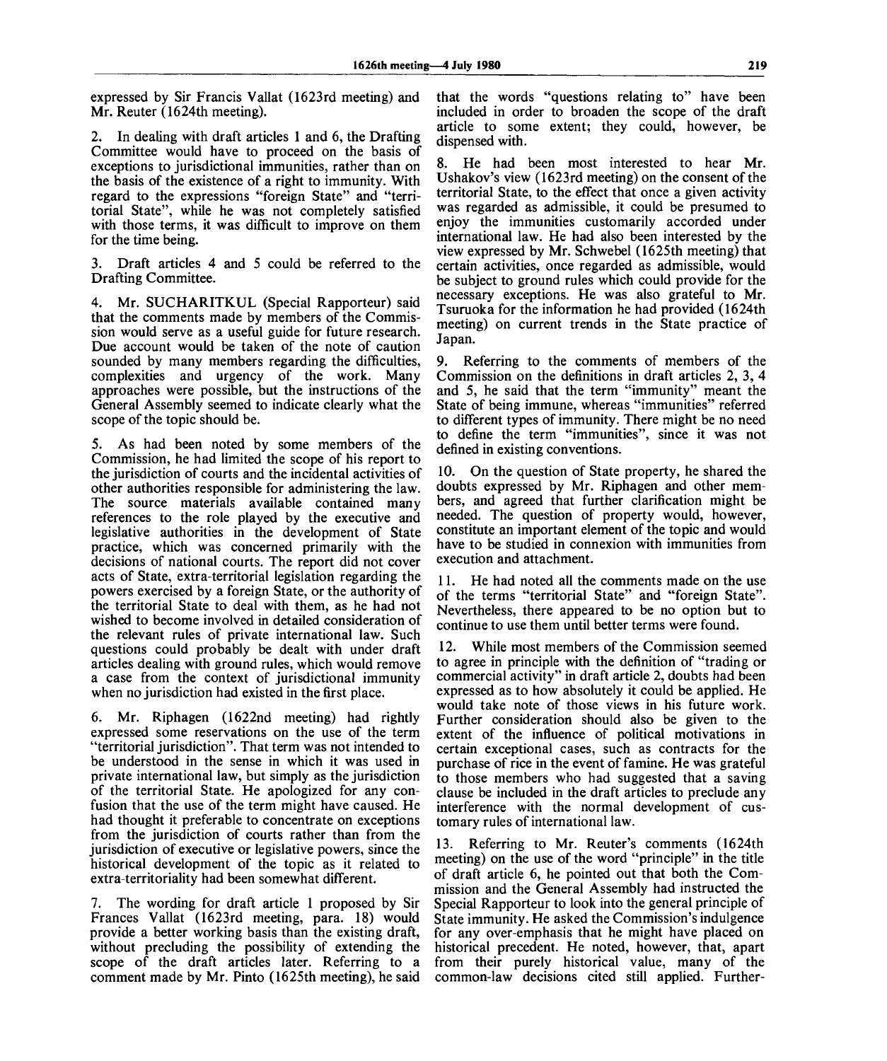expressed by Sir Francis Vallat (1623rd meeting) and Mr. Reuter (1624th meeting).

2. In dealing with draft articles 1 and 6, the Drafting Committee would have to proceed on the basis of exceptions to jurisdictional immunities, rather than on the basis of the existence of a right to immunity. With regard to the expressions "foreign State" and "territorial State", while he was not completely satisfied with those terms, it was difficult to improve on them for the time being.

3. Draft articles 4 and 5 could be referred to the Drafting Committee.

4. Mr. SUCHARITKUL (Special Rapporteur) said that the comments made by members of the Commission would serve as a useful guide for future research. Due account would be taken of the note of caution sounded by many members regarding the difficulties, complexities and urgency of the work. Many approaches were possible, but the instructions of the General Assembly seemed to indicate clearly what the scope of the topic should be.

5. As had been noted by some members of the Commission, he had limited the scope of his report to the jurisdiction of courts and the incidental activities of other authorities responsible for administering the law. The source materials available contained many references to the role played by the executive and legislative authorities in the development of State practice, which was concerned primarily with the decisions of national courts. The report did not cover acts of State, extra-territorial legislation regarding the powers exercised by a foreign State, or the authority of the territorial State to deal with them, as he had not wished to become involved in detailed consideration of the relevant rules of private international law. Such questions could probably be dealt with under draft articles dealing with ground rules, which would remove a case from the context of jurisdictional immunity when no jurisdiction had existed in the first place.

6. Mr. Riphagen (1622nd meeting) had rightly expressed some reservations on the use of the term "territorial jurisdiction". That term was not intended to be understood in the sense in which it was used in private international law, but simply as the jurisdiction of the territorial State. He apologized for any confusion that the use of the term might have caused. He had thought it preferable to concentrate on exceptions from the jurisdiction of courts rather than from the jurisdiction of executive or legislative powers, since the historical development of the topic as it related to extra-territoriality had been somewhat different.

7. The wording for draft article 1 proposed by Sir Frances Vallat (1623rd meeting, para. 18) would provide a better working basis than the existing draft, without precluding the possibility of extending the scope of the draft articles later. Referring to a comment made by Mr. Pinto (1625th meeting), he said that the words "questions relating to" have been included in order to broaden the scope of the draft article to some extent; they could, however, be dispensed with.

8. He had been most interested to hear Mr. Ushakov's view (1623rd meeting) on the consent of the territorial State, to the effect that once a given activity was regarded as admissible, it could be presumed to enjoy the immunities customarily accorded under international law. He had also been interested by the view expressed by Mr. Schwebel (1625th meeting) that certain activities, once regarded as admissible, would be subject to ground rules which could provide for the necessary exceptions. He was also grateful to Mr. Tsuruoka for the information he had provided (1624th meeting) on current trends in the State practice of Japan.

9. Referring to the comments of members of the Commission on the definitions in draft articles 2, 3, 4 and 5, he said that the term "immunity" meant the State of being immune, whereas "immunities" referred to different types of immunity. There might be no need to define the term "immunities", since it was not defined in existing conventions.

10. On the question of State property, he shared the doubts expressed by Mr. Riphagen and other members, and agreed that further clarification might be needed. The question of property would, however, constitute an important element of the topic and would have to be studied in connexion with immunities from execution and attachment.

11. He had noted all the comments made on the use of the terms "territorial State" and "foreign State". Nevertheless, there appeared to be no option but to continue to use them until better terms were found.

12. While most members of the Commission seemed to agree in principle with the definition of "trading or commercial activity" in draft article 2, doubts had been expressed as to how absolutely it could be applied. He would take note of those views in his future work. Further consideration should also be given to the extent of the influence of political motivations in certain exceptional cases, such as contracts for the purchase of rice in the event of famine. He was grateful to those members who had suggested that a saving clause be included in the draft articles to preclude any interference with the normal development of customary rules of international law.

13. Referring to Mr. Reuter's comments (1624th meeting) on the use of the word "principle" in the title of draft article 6, he pointed out that both the Commission and the General Assembly had instructed the Special Rapporteur to look into the general principle of State immunity. He asked the Commission's indulgence for any over-emphasis that he might have placed on historical precedent. He noted, however, that, apart from their purely historical value, many of the common-law decisions cited still applied. Further-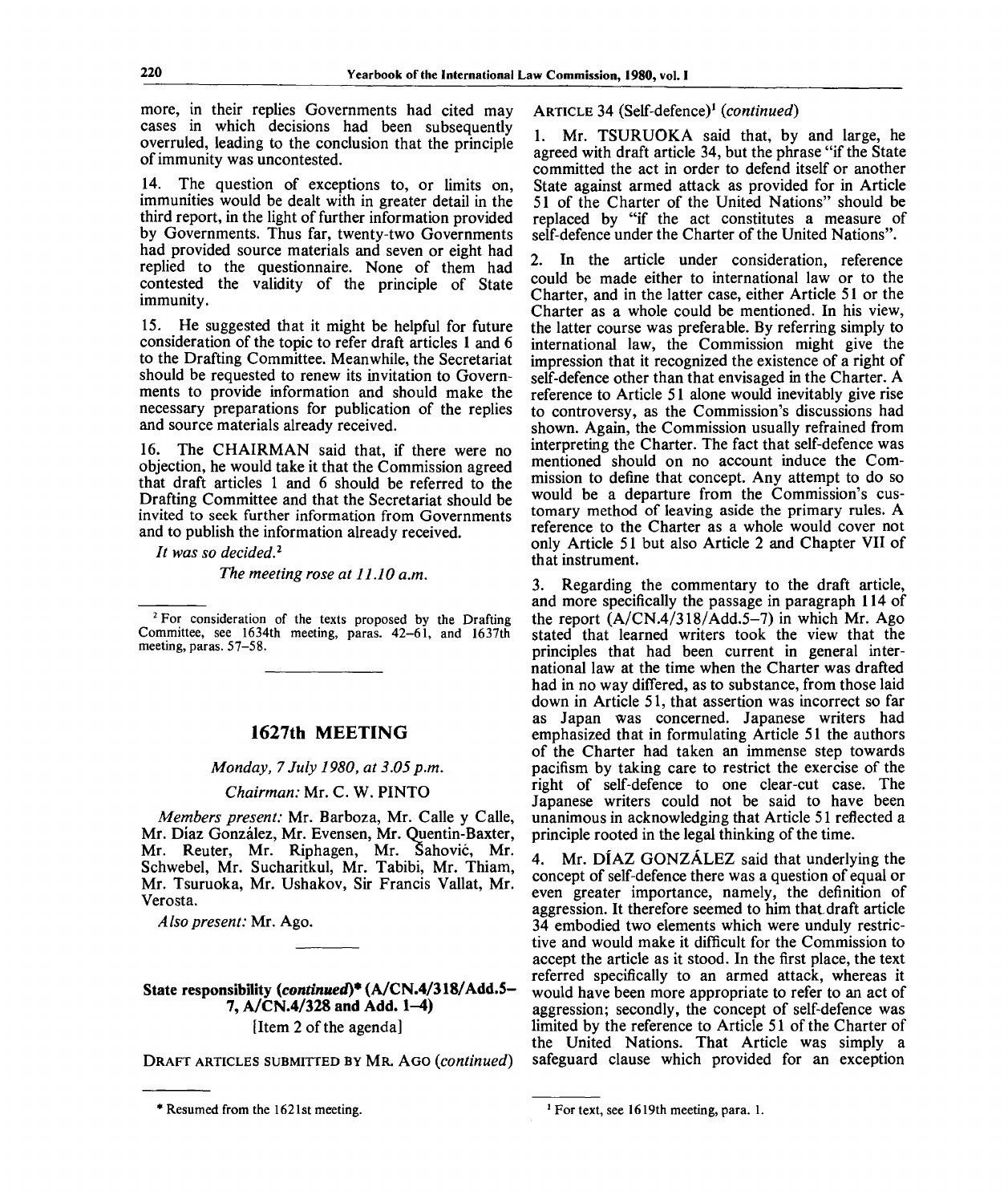more, in their replies Governments had cited may cases in which decisions had been subsequently overruled, leading to the conclusion that the principle of immunity was uncontested.

14. The question of exceptions to, or limits on, immunities would be dealt with in greater detail in the third report, in the light of further information provided by Governments. Thus far, twenty-two Governments had provided source materials and seven or eight had replied to the questionnaire. None of them had contested the validity of the principle of State immunity.

15. He suggested that it might be helpful for future consideration of the topic to refer draft articles 1 and 6 to the Drafting Committee. Meanwhile, the Secretariat should be requested to renew its invitation to Governments to provide information and should make the necessary preparations for publication of the replies and source materials already received.

16. The CHAIRMAN said that, if there were no objection, he would take it that the Commission agreed that draft articles 1 and 6 should be referred to the Drafting Committee and that the Secretariat should be invited to seek further information from Governments and to publish the information already received.

*It was so decided.*[2]

*The meeting rose at 11.10 a.m.*

[2] For consideration of the texts proposed by the Drafting Committee, see 1634th meeting, paras. 42–61, and 1637th meeting, paras. 57–58.

## 1627th MEETING

*Monday, 7 July 1980, at 3.05 p.m.*

*Chairman:* Mr. C. W. PINTO

*Members present:* Mr. Barboza, Mr. Calle y Calle, Mr. Díaz González, Mr. Evensen, Mr. Quentin-Baxter, Mr. Reuter, Mr. Riphagen, Mr. Šahović, Mr. Schwebel, Mr. Sucharitkul, Mr. Tabibi, Mr. Thiam, Mr. Tsuruoka, Mr. Ushakov, Sir Francis Vallat, Mr. Verosta.

*Also present:* Mr. Ago.

### State responsibility (*continued*)* (A/CN.4/318/Add.5–7, A/CN.4/328 and Add. 1–4)

[Item 2 of the agenda]

DRAFT ARTICLES SUBMITTED BY MR. AGO (*continued*)

\* Resumed from the 1621st meeting.

ARTICLE 34 (Self-defence)[1] (*continued*)

1. Mr. TSURUOKA said that, by and large, he agreed with draft article 34, but the phrase "if the State committed the act in order to defend itself or another State against armed attack as provided for in Article 51 of the Charter of the United Nations" should be replaced by "if the act constitutes a measure of self-defence under the Charter of the United Nations".

2. In the article under consideration, reference could be made either to international law or to the Charter, and in the latter case, either Article 51 or the Charter as a whole could be mentioned. In his view, the latter course was preferable. By referring simply to international law, the Commission might give the impression that it recognized the existence of a right of self-defence other than that envisaged in the Charter. A reference to Article 51 alone would inevitably give rise to controversy, as the Commission's discussions had shown. Again, the Commission usually refrained from interpreting the Charter. The fact that self-defence was mentioned should on no account induce the Commission to define that concept. Any attempt to do so would be a departure from the Commission's customary method of leaving aside the primary rules. A reference to the Charter as a whole would cover not only Article 51 but also Article 2 and Chapter VII of that instrument.

3. Regarding the commentary to the draft article, and more specifically the passage in paragraph 114 of the report (A/CN.4/318/Add.5–7) in which Mr. Ago stated that learned writers took the view that the principles that had been current in general international law at the time when the Charter was drafted had in no way differed, as to substance, from those laid down in Article 51, that assertion was incorrect so far as Japan was concerned. Japanese writers had emphasized that in formulating Article 51 the authors of the Charter had taken an immense step towards pacifism by taking care to restrict the exercise of the right of self-defence to one clear-cut case. The Japanese writers could not be said to have been unanimous in acknowledging that Article 51 reflected a principle rooted in the legal thinking of the time.

4. Mr. DÍAZ GONZÁLEZ said that underlying the concept of self-defence there was a question of equal or even greater importance, namely, the definition of aggression. It therefore seemed to him that draft article 34 embodied two elements which were unduly restrictive and would make it difficult for the Commission to accept the article as it stood. In the first place, the text referred specifically to an armed attack, whereas it would have been more appropriate to refer to an act of aggression; secondly, the concept of self-defence was limited by the reference to Article 51 of the Charter of the United Nations. That Article was simply a safeguard clause which provided for an exception

[1] For text, see 1619th meeting, para. 1.